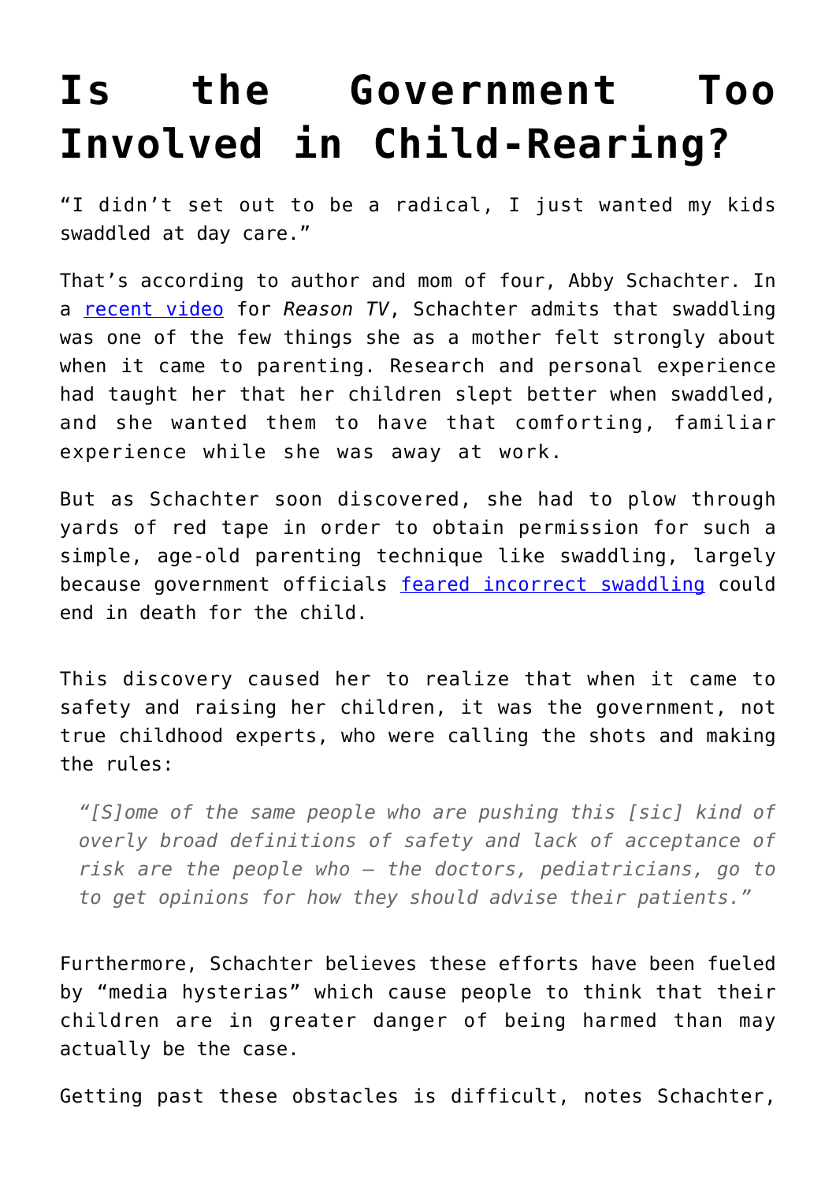# Is the Government Too Involved in Child-Rearing?

"I didn't set out to be a radical, I just wanted my kids swaddled at day care."

That's according to author and mom of four, Abby Schachter. In a [recent video](#) for *Reason TV*, Schachter admits that swaddling was one of the few things she as a mother felt strongly about when it came to parenting. Research and personal experience had taught her that her children slept better when swaddled, and she wanted them to have that comforting, familiar experience while she was away at work.

But as Schachter soon discovered, she had to plow through yards of red tape in order to obtain permission for such a simple, age-old parenting technique like swaddling, largely because government officials [feared incorrect swaddling](#) could end in death for the child.

This discovery caused her to realize that when it came to safety and raising her children, it was the government, not true childhood experts, who were calling the shots and making the rules:

> *"[S]ome of the same people who are pushing this [sic] kind of overly broad definitions of safety and lack of acceptance of risk are the people who – the doctors, pediatricians, go to to get opinions for how they should advise their patients."*

Furthermore, Schachter believes these efforts have been fueled by "media hysterias" which cause people to think that their children are in greater danger of being harmed than may actually be the case.

Getting past these obstacles is difficult, notes Schachter,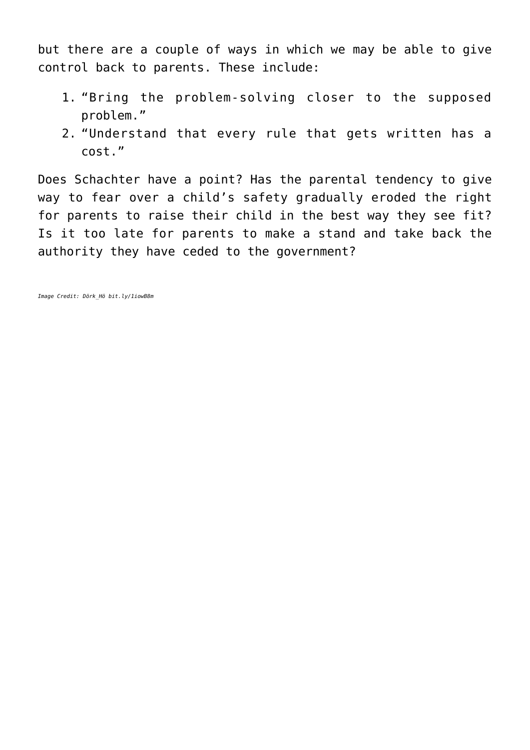but there are a couple of ways in which we may be able to give control back to parents. These include:

1. “Bring the problem-solving closer to the supposed problem.”
2. “Understand that every rule that gets written has a cost.”

Does Schachter have a point? Has the parental tendency to give way to fear over a child’s safety gradually eroded the right for parents to raise their child in the best way they see fit? Is it too late for parents to make a stand and take back the authority they have ceded to the government?

*Image Credit: Dörk_Hö bit.ly/1iowB8m*